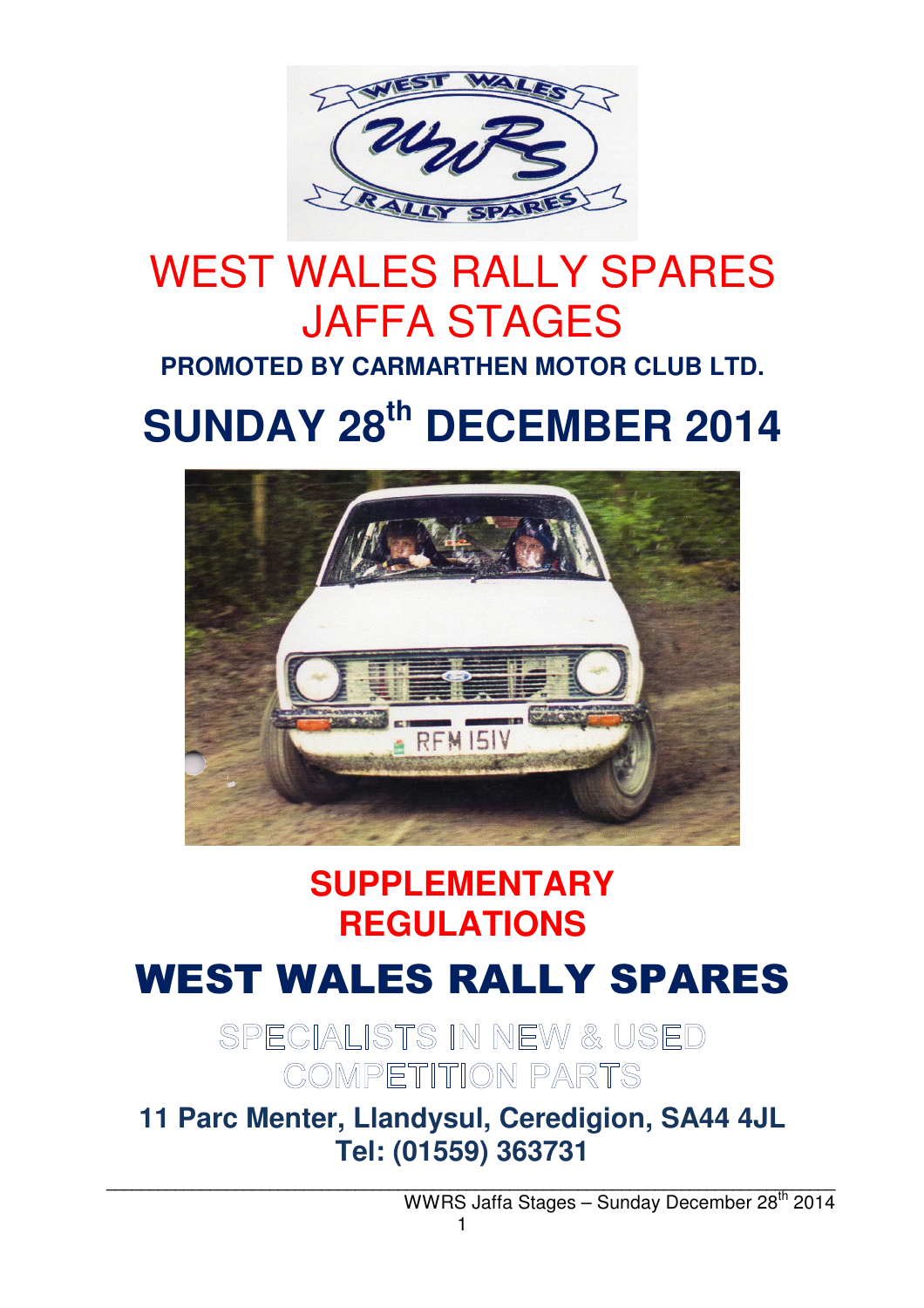# WEST WALES RALLY SPARES JAFFA STAGES

**PROMOTED BY CARMARTHEN MOTOR CLUB LTD.**

# SUNDAY 28th DECEMBER 2014

## SUPPLEMENTARY REGULATIONS

## WEST WALES RALLY SPARES

SPECIALISTS IN NEW & USED COMPETITION PARTS

**11 Parc Menter, Llandysul, Ceredigion, SA44 4JL**
**Tel: (01559) 363731**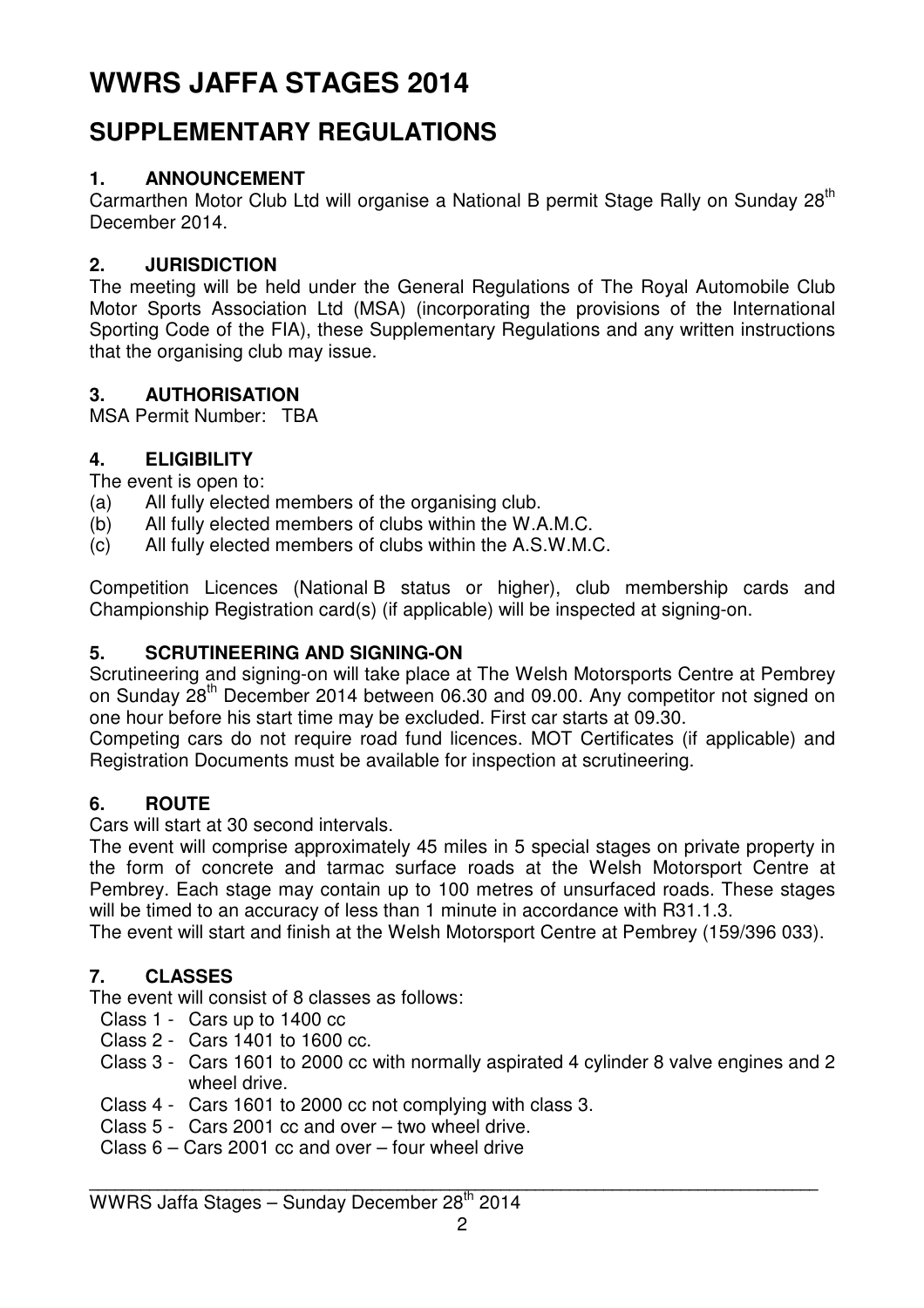# WWRS JAFFA STAGES 2014

## SUPPLEMENTARY REGULATIONS

### 1. ANNOUNCEMENT

Carmarthen Motor Club Ltd will organise a National B permit Stage Rally on Sunday 28th December 2014.

### 2. JURISDICTION

The meeting will be held under the General Regulations of The Royal Automobile Club Motor Sports Association Ltd (MSA) (incorporating the provisions of the International Sporting Code of the FIA), these Supplementary Regulations and any written instructions that the organising club may issue.

### 3. AUTHORISATION

MSA Permit Number: TBA

### 4. ELIGIBILITY

The event is open to:

(a) All fully elected members of the organising club.
(b) All fully elected members of clubs within the W.A.M.C.
(c) All fully elected members of clubs within the A.S.W.M.C.

Competition Licences (National B status or higher), club membership cards and Championship Registration card(s) (if applicable) will be inspected at signing-on.

### 5. SCRUTINEERING AND SIGNING-ON

Scrutineering and signing-on will take place at The Welsh Motorsports Centre at Pembrey on Sunday 28th December 2014 between 06.30 and 09.00. Any competitor not signed on one hour before his start time may be excluded. First car starts at 09.30.

Competing cars do not require road fund licences. MOT Certificates (if applicable) and Registration Documents must be available for inspection at scrutineering.

### 6. ROUTE

Cars will start at 30 second intervals.

The event will comprise approximately 45 miles in 5 special stages on private property in the form of concrete and tarmac surface roads at the Welsh Motorsport Centre at Pembrey. Each stage may contain up to 100 metres of unsurfaced roads. These stages will be timed to an accuracy of less than 1 minute in accordance with R31.1.3.

The event will start and finish at the Welsh Motorsport Centre at Pembrey (159/396 033).

### 7. CLASSES

The event will consist of 8 classes as follows:

- Class 1 - Cars up to 1400 cc
- Class 2 - Cars 1401 to 1600 cc.
- Class 3 - Cars 1601 to 2000 cc with normally aspirated 4 cylinder 8 valve engines and 2 wheel drive.
- Class 4 - Cars 1601 to 2000 cc not complying with class 3.
- Class 5 - Cars 2001 cc and over – two wheel drive.
- Class 6 – Cars 2001 cc and over – four wheel drive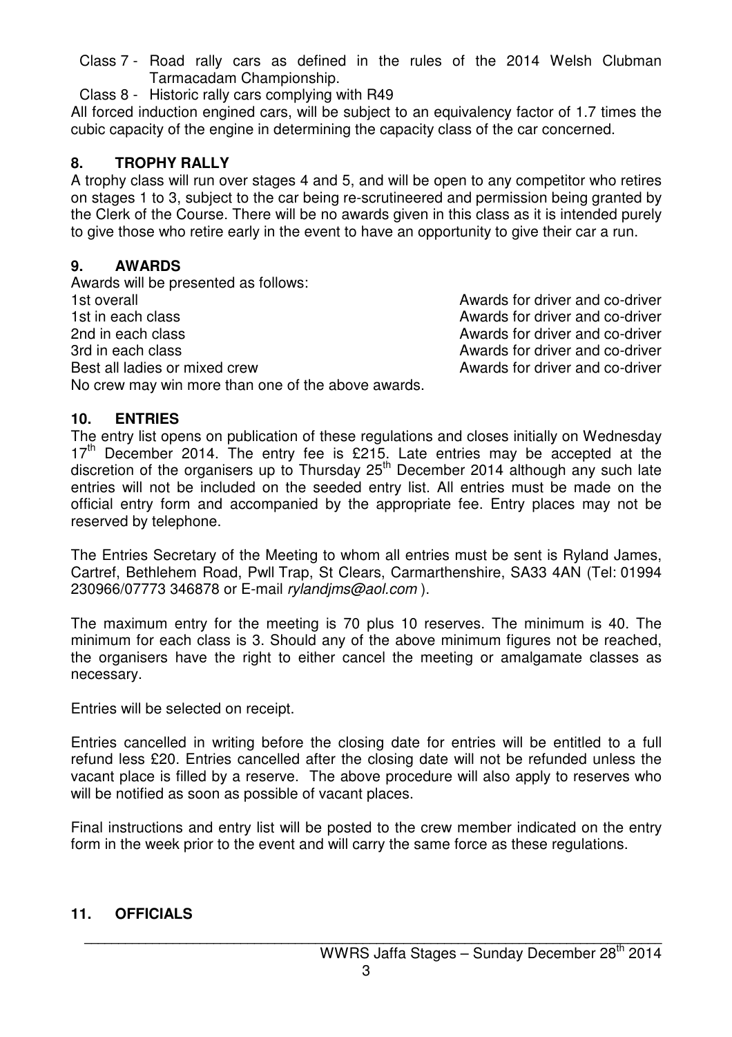Class 7 - Road rally cars as defined in the rules of the 2014 Welsh Clubman Tarmacadam Championship.

Class 8 - Historic rally cars complying with R49

All forced induction engined cars, will be subject to an equivalency factor of 1.7 times the cubic capacity of the engine in determining the capacity class of the car concerned.

## 8. TROPHY RALLY

A trophy class will run over stages 4 and 5, and will be open to any competitor who retires on stages 1 to 3, subject to the car being re-scrutineered and permission being granted by the Clerk of the Course. There will be no awards given in this class as it is intended purely to give those who retire early in the event to have an opportunity to give their car a run.

## 9. AWARDS

Awards will be presented as follows:

| | |
|---|---|
| 1st overall | Awards for driver and co-driver |
| 1st in each class | Awards for driver and co-driver |
| 2nd in each class | Awards for driver and co-driver |
| 3rd in each class | Awards for driver and co-driver |
| Best all ladies or mixed crew | Awards for driver and co-driver |

No crew may win more than one of the above awards.

## 10. ENTRIES

The entry list opens on publication of these regulations and closes initially on Wednesday 17th December 2014. The entry fee is £215. Late entries may be accepted at the discretion of the organisers up to Thursday 25th December 2014 although any such late entries will not be included on the seeded entry list. All entries must be made on the official entry form and accompanied by the appropriate fee. Entry places may not be reserved by telephone.

The Entries Secretary of the Meeting to whom all entries must be sent is Ryland James, Cartref, Bethlehem Road, Pwll Trap, St Clears, Carmarthenshire, SA33 4AN (Tel: 01994 230966/07773 346878 or E-mail *rylandjms@aol.com* ).

The maximum entry for the meeting is 70 plus 10 reserves. The minimum is 40. The minimum for each class is 3. Should any of the above minimum figures not be reached, the organisers have the right to either cancel the meeting or amalgamate classes as necessary.

Entries will be selected on receipt.

Entries cancelled in writing before the closing date for entries will be entitled to a full refund less £20. Entries cancelled after the closing date will not be refunded unless the vacant place is filled by a reserve. The above procedure will also apply to reserves who will be notified as soon as possible of vacant places.

Final instructions and entry list will be posted to the crew member indicated on the entry form in the week prior to the event and will carry the same force as these regulations.

## 11. OFFICIALS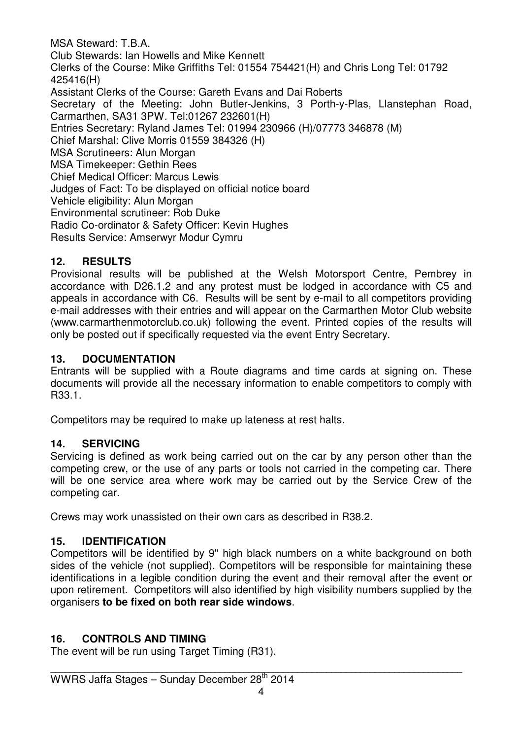MSA Steward: T.B.A.
Club Stewards: Ian Howells and Mike Kennett
Clerks of the Course: Mike Griffiths Tel: 01554 754421(H) and Chris Long Tel: 01792 425416(H)
Assistant Clerks of the Course: Gareth Evans and Dai Roberts
Secretary of the Meeting: John Butler-Jenkins, 3 Porth-y-Plas, Llanstephan Road, Carmarthen, SA31 3PW. Tel:01267 232601(H)
Entries Secretary: Ryland James Tel: 01994 230966 (H)/07773 346878 (M)
Chief Marshal: Clive Morris 01559 384326 (H)
MSA Scrutineers: Alun Morgan
MSA Timekeeper: Gethin Rees
Chief Medical Officer: Marcus Lewis
Judges of Fact: To be displayed on official notice board
Vehicle eligibility: Alun Morgan
Environmental scrutineer: Rob Duke
Radio Co-ordinator & Safety Officer: Kevin Hughes
Results Service: Amserwyr Modur Cymru

## 12. RESULTS

Provisional results will be published at the Welsh Motorsport Centre, Pembrey in accordance with D26.1.2 and any protest must be lodged in accordance with C5 and appeals in accordance with C6. Results will be sent by e-mail to all competitors providing e-mail addresses with their entries and will appear on the Carmarthen Motor Club website (www.carmarthenmotorclub.co.uk) following the event. Printed copies of the results will only be posted out if specifically requested via the event Entry Secretary.

## 13. DOCUMENTATION

Entrants will be supplied with a Route diagrams and time cards at signing on. These documents will provide all the necessary information to enable competitors to comply with R33.1.

Competitors may be required to make up lateness at rest halts.

## 14. SERVICING

Servicing is defined as work being carried out on the car by any person other than the competing crew, or the use of any parts or tools not carried in the competing car. There will be one service area where work may be carried out by the Service Crew of the competing car.

Crews may work unassisted on their own cars as described in R38.2.

## 15. IDENTIFICATION

Competitors will be identified by 9" high black numbers on a white background on both sides of the vehicle (not supplied). Competitors will be responsible for maintaining these identifications in a legible condition during the event and their removal after the event or upon retirement. Competitors will also identified by high visibility numbers supplied by the organisers **to be fixed on both rear side windows**.

## 16. CONTROLS AND TIMING

The event will be run using Target Timing (R31).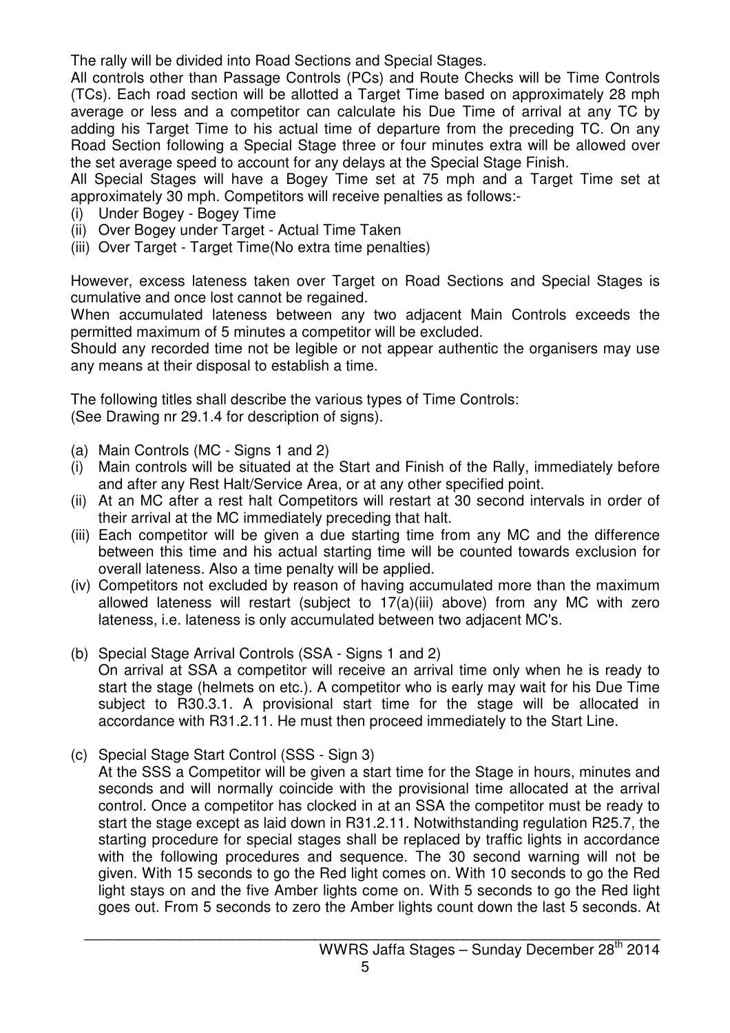The rally will be divided into Road Sections and Special Stages.
All controls other than Passage Controls (PCs) and Route Checks will be Time Controls (TCs). Each road section will be allotted a Target Time based on approximately 28 mph average or less and a competitor can calculate his Due Time of arrival at any TC by adding his Target Time to his actual time of departure from the preceding TC. On any Road Section following a Special Stage three or four minutes extra will be allowed over the set average speed to account for any delays at the Special Stage Finish.
All Special Stages will have a Bogey Time set at 75 mph and a Target Time set at approximately 30 mph. Competitors will receive penalties as follows:-

(i) Under Bogey - Bogey Time
(ii) Over Bogey under Target - Actual Time Taken
(iii) Over Target - Target Time(No extra time penalties)

However, excess lateness taken over Target on Road Sections and Special Stages is cumulative and once lost cannot be regained.
When accumulated lateness between any two adjacent Main Controls exceeds the permitted maximum of 5 minutes a competitor will be excluded.
Should any recorded time not be legible or not appear authentic the organisers may use any means at their disposal to establish a time.

The following titles shall describe the various types of Time Controls:
(See Drawing nr 29.1.4 for description of signs).

(a) Main Controls (MC - Signs 1 and 2)
(i) Main controls will be situated at the Start and Finish of the Rally, immediately before and after any Rest Halt/Service Area, or at any other specified point.
(ii) At an MC after a rest halt Competitors will restart at 30 second intervals in order of their arrival at the MC immediately preceding that halt.
(iii) Each competitor will be given a due starting time from any MC and the difference between this time and his actual starting time will be counted towards exclusion for overall lateness. Also a time penalty will be applied.
(iv) Competitors not excluded by reason of having accumulated more than the maximum allowed lateness will restart (subject to 17(a)(iii) above) from any MC with zero lateness, i.e. lateness is only accumulated between two adjacent MC's.

(b) Special Stage Arrival Controls (SSA - Signs 1 and 2)
On arrival at SSA a competitor will receive an arrival time only when he is ready to start the stage (helmets on etc.). A competitor who is early may wait for his Due Time subject to R30.3.1. A provisional start time for the stage will be allocated in accordance with R31.2.11. He must then proceed immediately to the Start Line.

(c) Special Stage Start Control (SSS - Sign 3)
At the SSS a Competitor will be given a start time for the Stage in hours, minutes and seconds and will normally coincide with the provisional time allocated at the arrival control. Once a competitor has clocked in at an SSA the competitor must be ready to start the stage except as laid down in R31.2.11. Notwithstanding regulation R25.7, the starting procedure for special stages shall be replaced by traffic lights in accordance with the following procedures and sequence. The 30 second warning will not be given. With 15 seconds to go the Red light comes on. With 10 seconds to go the Red light stays on and the five Amber lights come on. With 5 seconds to go the Red light goes out. From 5 seconds to zero the Amber lights count down the last 5 seconds. At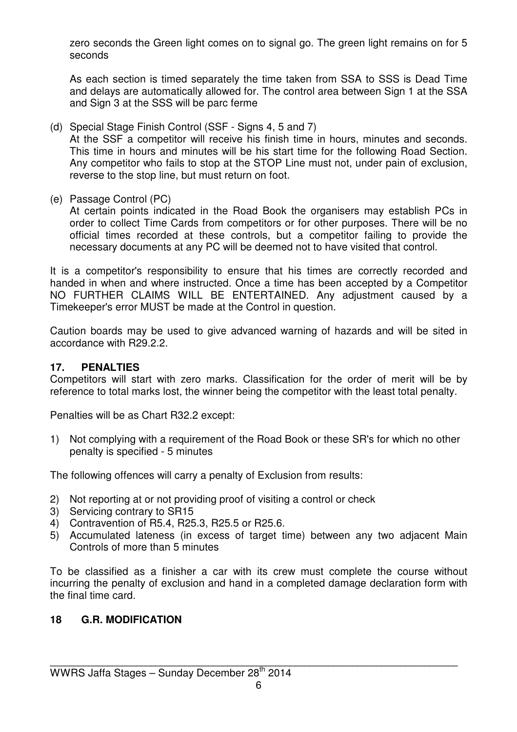zero seconds the Green light comes on to signal go. The green light remains on for 5 seconds

As each section is timed separately the time taken from SSA to SSS is Dead Time and delays are automatically allowed for. The control area between Sign 1 at the SSA and Sign 3 at the SSS will be parc ferme

(d) Special Stage Finish Control (SSF - Signs 4, 5 and 7)
At the SSF a competitor will receive his finish time in hours, minutes and seconds. This time in hours and minutes will be his start time for the following Road Section. Any competitor who fails to stop at the STOP Line must not, under pain of exclusion, reverse to the stop line, but must return on foot.

(e) Passage Control (PC)
At certain points indicated in the Road Book the organisers may establish PCs in order to collect Time Cards from competitors or for other purposes. There will be no official times recorded at these controls, but a competitor failing to provide the necessary documents at any PC will be deemed not to have visited that control.

It is a competitor's responsibility to ensure that his times are correctly recorded and handed in when and where instructed. Once a time has been accepted by a Competitor NO FURTHER CLAIMS WILL BE ENTERTAINED. Any adjustment caused by a Timekeeper's error MUST be made at the Control in question.

Caution boards may be used to give advanced warning of hazards and will be sited in accordance with R29.2.2.

## 17. PENALTIES

Competitors will start with zero marks. Classification for the order of merit will be by reference to total marks lost, the winner being the competitor with the least total penalty.

Penalties will be as Chart R32.2 except:

1) Not complying with a requirement of the Road Book or these SR's for which no other penalty is specified - 5 minutes

The following offences will carry a penalty of Exclusion from results:

2) Not reporting at or not providing proof of visiting a control or check
3) Servicing contrary to SR15
4) Contravention of R5.4, R25.3, R25.5 or R25.6.
5) Accumulated lateness (in excess of target time) between any two adjacent Main Controls of more than 5 minutes

To be classified as a finisher a car with its crew must complete the course without incurring the penalty of exclusion and hand in a completed damage declaration form with the final time card.

## 18 G.R. MODIFICATION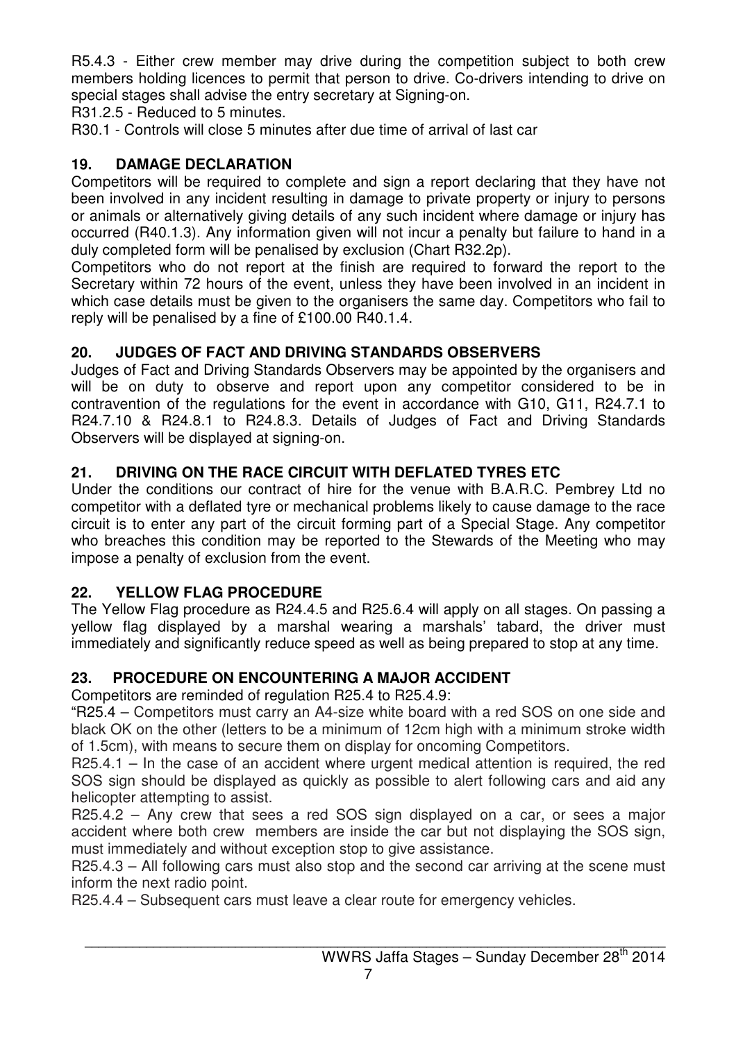R5.4.3 - Either crew member may drive during the competition subject to both crew members holding licences to permit that person to drive. Co-drivers intending to drive on special stages shall advise the entry secretary at Signing-on.

R31.2.5 - Reduced to 5 minutes.

R30.1 - Controls will close 5 minutes after due time of arrival of last car

## 19. DAMAGE DECLARATION

Competitors will be required to complete and sign a report declaring that they have not been involved in any incident resulting in damage to private property or injury to persons or animals or alternatively giving details of any such incident where damage or injury has occurred (R40.1.3). Any information given will not incur a penalty but failure to hand in a duly completed form will be penalised by exclusion (Chart R32.2p).

Competitors who do not report at the finish are required to forward the report to the Secretary within 72 hours of the event, unless they have been involved in an incident in which case details must be given to the organisers the same day. Competitors who fail to reply will be penalised by a fine of £100.00 R40.1.4.

## 20. JUDGES OF FACT AND DRIVING STANDARDS OBSERVERS

Judges of Fact and Driving Standards Observers may be appointed by the organisers and will be on duty to observe and report upon any competitor considered to be in contravention of the regulations for the event in accordance with G10, G11, R24.7.1 to R24.7.10 & R24.8.1 to R24.8.3. Details of Judges of Fact and Driving Standards Observers will be displayed at signing-on.

## 21. DRIVING ON THE RACE CIRCUIT WITH DEFLATED TYRES ETC

Under the conditions our contract of hire for the venue with B.A.R.C. Pembrey Ltd no competitor with a deflated tyre or mechanical problems likely to cause damage to the race circuit is to enter any part of the circuit forming part of a Special Stage. Any competitor who breaches this condition may be reported to the Stewards of the Meeting who may impose a penalty of exclusion from the event.

## 22. YELLOW FLAG PROCEDURE

The Yellow Flag procedure as R24.4.5 and R25.6.4 will apply on all stages. On passing a yellow flag displayed by a marshal wearing a marshals' tabard, the driver must immediately and significantly reduce speed as well as being prepared to stop at any time.

## 23. PROCEDURE ON ENCOUNTERING A MAJOR ACCIDENT

Competitors are reminded of regulation R25.4 to R25.4.9:

"R25.4 – Competitors must carry an A4-size white board with a red SOS on one side and black OK on the other (letters to be a minimum of 12cm high with a minimum stroke width of 1.5cm), with means to secure them on display for oncoming Competitors.

R25.4.1 – In the case of an accident where urgent medical attention is required, the red SOS sign should be displayed as quickly as possible to alert following cars and aid any helicopter attempting to assist.

R25.4.2 – Any crew that sees a red SOS sign displayed on a car, or sees a major accident where both crew members are inside the car but not displaying the SOS sign, must immediately and without exception stop to give assistance.

R25.4.3 – All following cars must also stop and the second car arriving at the scene must inform the next radio point.

R25.4.4 – Subsequent cars must leave a clear route for emergency vehicles.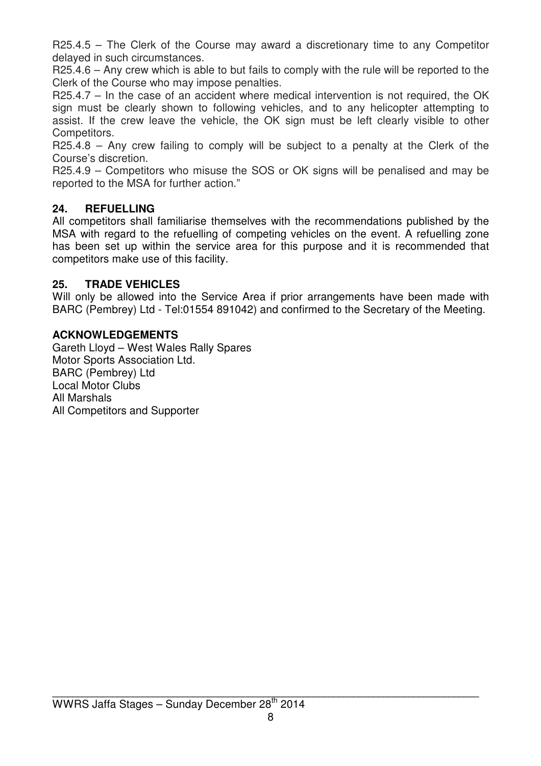R25.4.5 – The Clerk of the Course may award a discretionary time to any Competitor delayed in such circumstances.
R25.4.6 – Any crew which is able to but fails to comply with the rule will be reported to the Clerk of the Course who may impose penalties.
R25.4.7 – In the case of an accident where medical intervention is not required, the OK sign must be clearly shown to following vehicles, and to any helicopter attempting to assist. If the crew leave the vehicle, the OK sign must be left clearly visible to other Competitors.
R25.4.8 – Any crew failing to comply will be subject to a penalty at the Clerk of the Course's discretion.
R25.4.9 – Competitors who misuse the SOS or OK signs will be penalised and may be reported to the MSA for further action."

## 24. REFUELLING

All competitors shall familiarise themselves with the recommendations published by the MSA with regard to the refuelling of competing vehicles on the event. A refuelling zone has been set up within the service area for this purpose and it is recommended that competitors make use of this facility.

## 25. TRADE VEHICLES

Will only be allowed into the Service Area if prior arrangements have been made with BARC (Pembrey) Ltd - Tel:01554 891042) and confirmed to the Secretary of the Meeting.

## ACKNOWLEDGEMENTS

Gareth Lloyd – West Wales Rally Spares
Motor Sports Association Ltd.
BARC (Pembrey) Ltd
Local Motor Clubs
All Marshals
All Competitors and Supporter